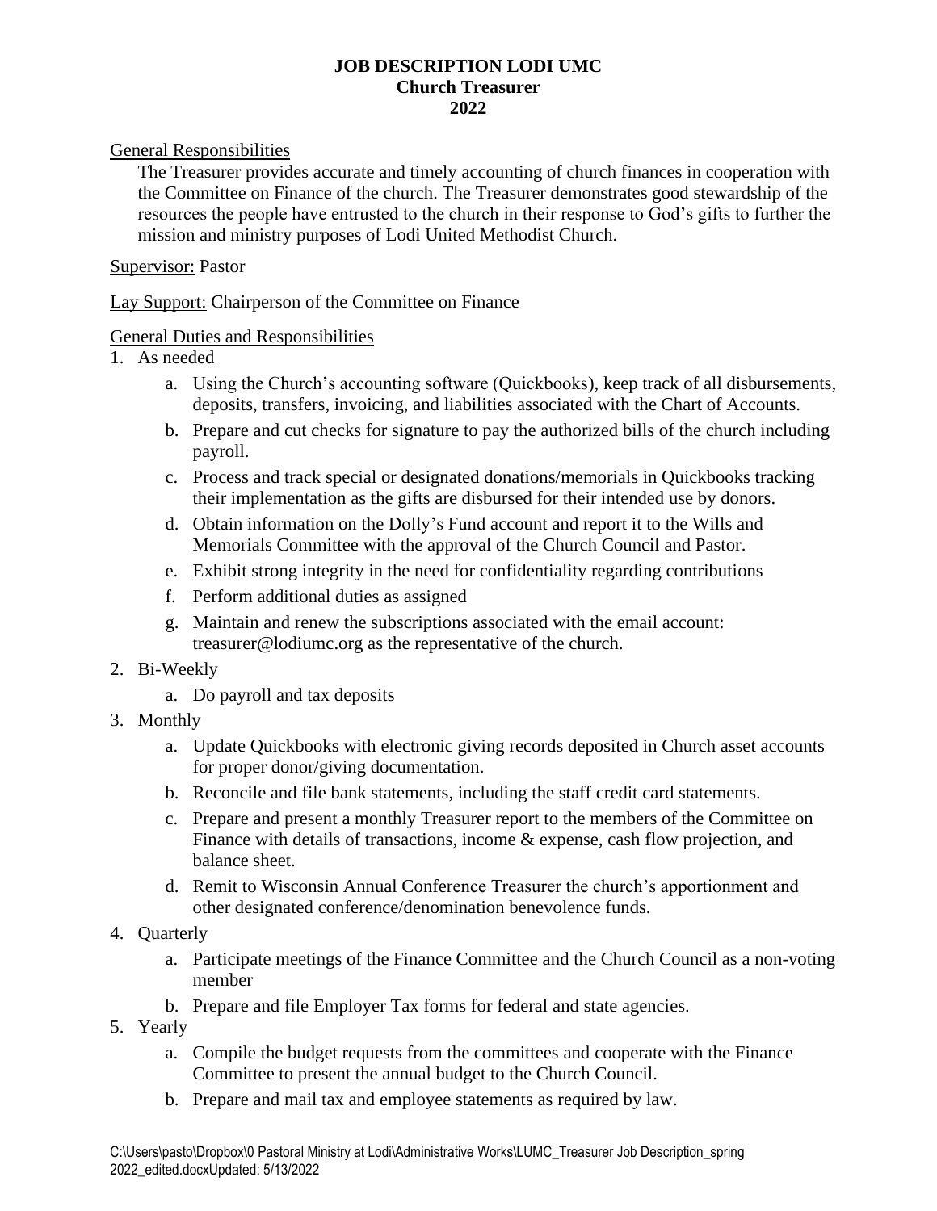**JOB DESCRIPTION LODI UMC**
**Church Treasurer**
**2022**

General Responsibilities

The Treasurer provides accurate and timely accounting of church finances in cooperation with the Committee on Finance of the church. The Treasurer demonstrates good stewardship of the resources the people have entrusted to the church in their response to God's gifts to further the mission and ministry purposes of Lodi United Methodist Church.

Supervisor: Pastor

Lay Support: Chairperson of the Committee on Finance

General Duties and Responsibilities

1. As needed
   a. Using the Church's accounting software (Quickbooks), keep track of all disbursements, deposits, transfers, invoicing, and liabilities associated with the Chart of Accounts.
   b. Prepare and cut checks for signature to pay the authorized bills of the church including payroll.
   c. Process and track special or designated donations/memorials in Quickbooks tracking their implementation as the gifts are disbursed for their intended use by donors.
   d. Obtain information on the Dolly's Fund account and report it to the Wills and Memorials Committee with the approval of the Church Council and Pastor.
   e. Exhibit strong integrity in the need for confidentiality regarding contributions
   f. Perform additional duties as assigned
   g. Maintain and renew the subscriptions associated with the email account: treasurer@lodiumc.org as the representative of the church.
2. Bi-Weekly
   a. Do payroll and tax deposits
3. Monthly
   a. Update Quickbooks with electronic giving records deposited in Church asset accounts for proper donor/giving documentation.
   b. Reconcile and file bank statements, including the staff credit card statements.
   c. Prepare and present a monthly Treasurer report to the members of the Committee on Finance with details of transactions, income & expense, cash flow projection, and balance sheet.
   d. Remit to Wisconsin Annual Conference Treasurer the church's apportionment and other designated conference/denomination benevolence funds.
4. Quarterly
   a. Participate meetings of the Finance Committee and the Church Council as a non-voting member
   b. Prepare and file Employer Tax forms for federal and state agencies.
5. Yearly
   a. Compile the budget requests from the committees and cooperate with the Finance Committee to present the annual budget to the Church Council.
   b. Prepare and mail tax and employee statements as required by law.

C:\Users\pasto\Dropbox\0 Pastoral Ministry at Lodi\Administrative Works\LUMC_Treasurer Job Description_spring 2022_edited.docxUpdated: 5/13/2022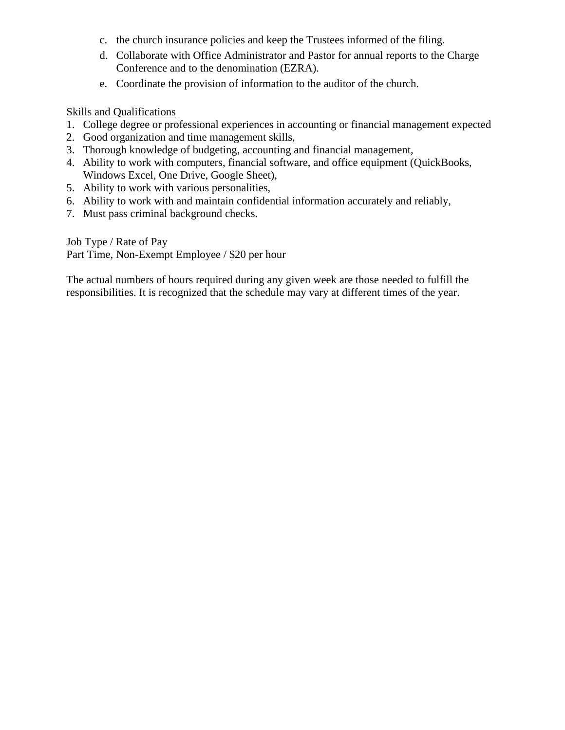c. the church insurance policies and keep the Trustees informed of the filing.
d. Collaborate with Office Administrator and Pastor for annual reports to the Charge Conference and to the denomination (EZRA).
e. Coordinate the provision of information to the auditor of the church.

<u>Skills and Qualifications</u>

1. College degree or professional experiences in accounting or financial management expected
2. Good organization and time management skills,
3. Thorough knowledge of budgeting, accounting and financial management,
4. Ability to work with computers, financial software, and office equipment (QuickBooks, Windows Excel, One Drive, Google Sheet),
5. Ability to work with various personalities,
6. Ability to work with and maintain confidential information accurately and reliably,
7. Must pass criminal background checks.

<u>Job Type / Rate of Pay</u>

Part Time, Non-Exempt Employee / $20 per hour

The actual numbers of hours required during any given week are those needed to fulfill the responsibilities. It is recognized that the schedule may vary at different times of the year.